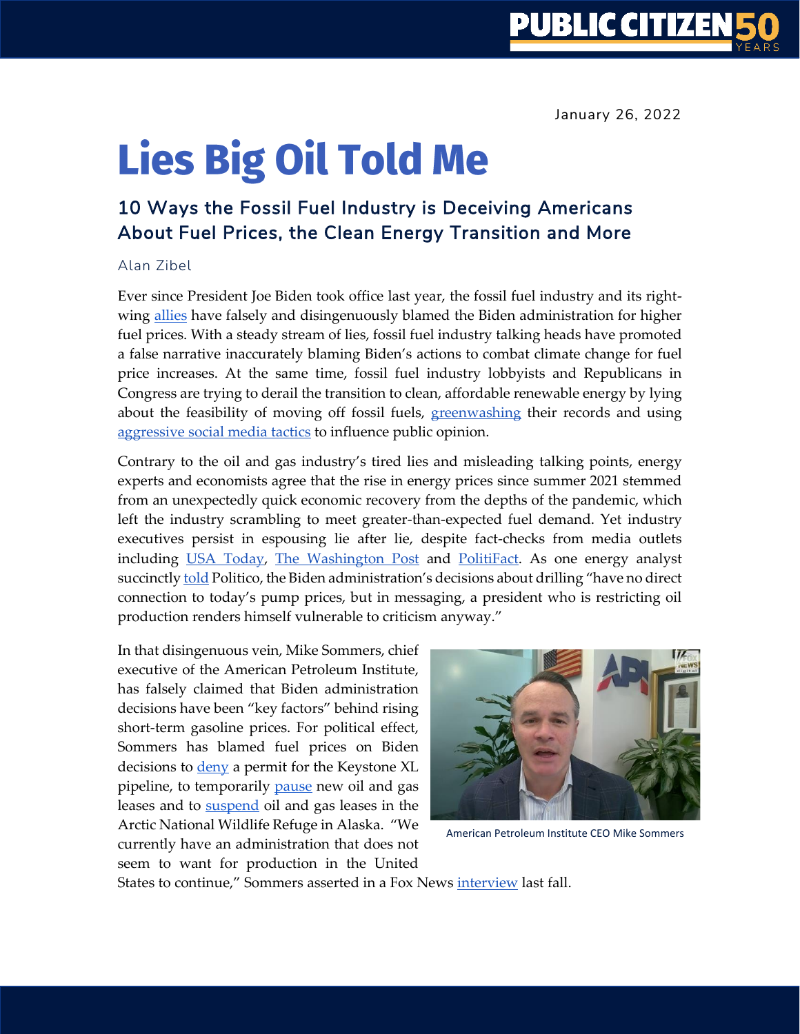January 26, 2022

# Lies Big Oil Told Me

## 10 Ways the Fossil Fuel Industry is Deceiving Americans About Fuel Prices, the Clean Energy Transition and More

Alan Zibel

Ever since President Joe Biden took office last year, the fossil fuel industry and its right-wing allies have falsely and disingenuously blamed the Biden administration for higher fuel prices. With a steady stream of lies, fossil fuel industry talking heads have promoted a false narrative inaccurately blaming Biden's actions to combat climate change for fuel price increases. At the same time, fossil fuel industry lobbyists and Republicans in Congress are trying to derail the transition to clean, affordable renewable energy by lying about the feasibility of moving off fossil fuels, greenwashing their records and using aggressive social media tactics to influence public opinion.

Contrary to the oil and gas industry's tired lies and misleading talking points, energy experts and economists agree that the rise in energy prices since summer 2021 stemmed from an unexpectedly quick economic recovery from the depths of the pandemic, which left the industry scrambling to meet greater-than-expected fuel demand. Yet industry executives persist in espousing lie after lie, despite fact-checks from media outlets including USA Today, The Washington Post and PolitiFact. As one energy analyst succinctly told Politico, the Biden administration's decisions about drilling "have no direct connection to today's pump prices, but in messaging, a president who is restricting oil production renders himself vulnerable to criticism anyway."

In that disingenuous vein, Mike Sommers, chief executive of the American Petroleum Institute, has falsely claimed that Biden administration decisions have been "key factors" behind rising short-term gasoline prices. For political effect, Sommers has blamed fuel prices on Biden decisions to deny a permit for the Keystone XL pipeline, to temporarily pause new oil and gas leases and to suspend oil and gas leases in the Arctic National Wildlife Refuge in Alaska. "We currently have an administration that does not seem to want for production in the United States to continue," Sommers asserted in a Fox News interview last fall.

American Petroleum Institute CEO Mike Sommers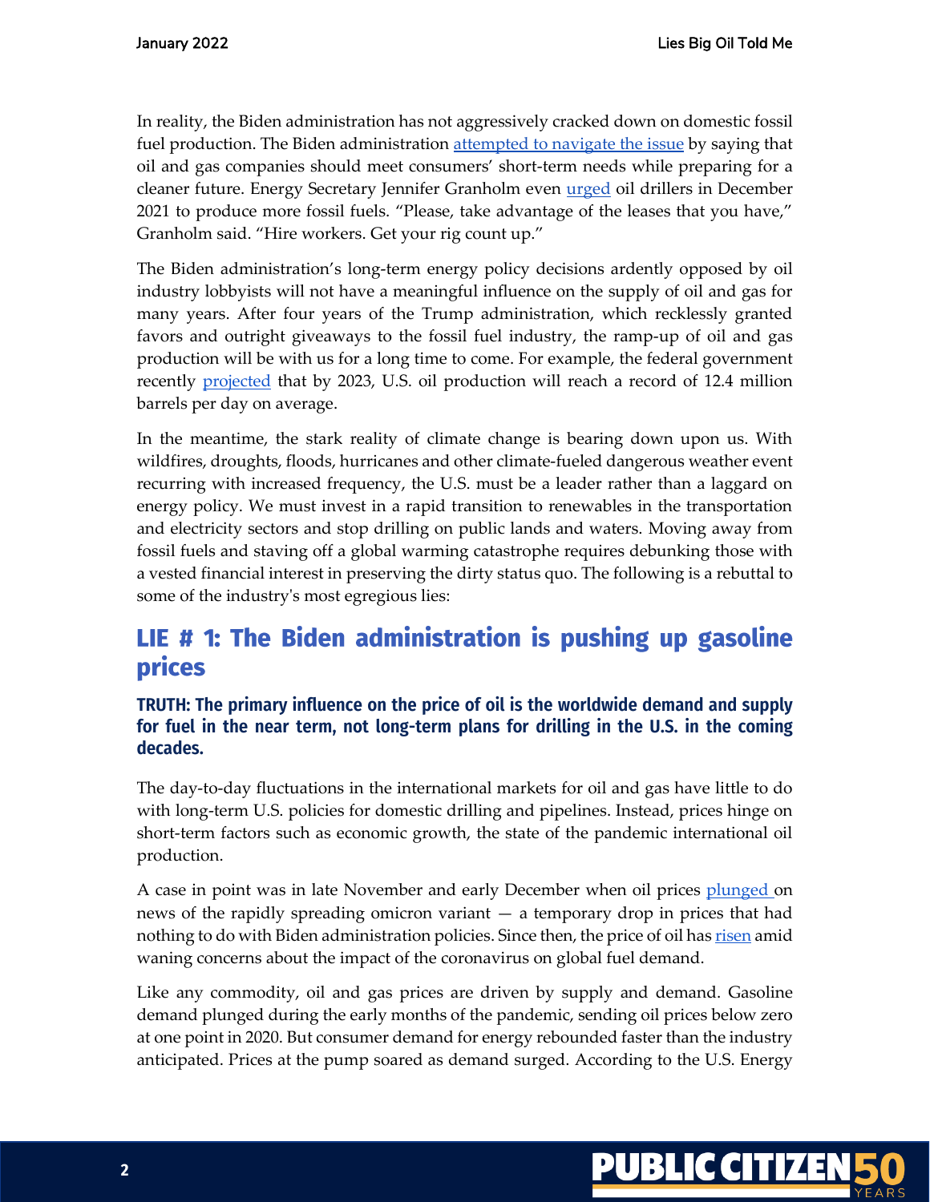In reality, the Biden administration has not aggressively cracked down on domestic fossil fuel production. The Biden administration attempted to navigate the issue by saying that oil and gas companies should meet consumers' short-term needs while preparing for a cleaner future. Energy Secretary Jennifer Granholm even urged oil drillers in December 2021 to produce more fossil fuels. "Please, take advantage of the leases that you have," Granholm said. "Hire workers. Get your rig count up."

The Biden administration's long-term energy policy decisions ardently opposed by oil industry lobbyists will not have a meaningful influence on the supply of oil and gas for many years. After four years of the Trump administration, which recklessly granted favors and outright giveaways to the fossil fuel industry, the ramp-up of oil and gas production will be with us for a long time to come. For example, the federal government recently projected that by 2023, U.S. oil production will reach a record of 12.4 million barrels per day on average.

In the meantime, the stark reality of climate change is bearing down upon us. With wildfires, droughts, floods, hurricanes and other climate-fueled dangerous weather event recurring with increased frequency, the U.S. must be a leader rather than a laggard on energy policy. We must invest in a rapid transition to renewables in the transportation and electricity sectors and stop drilling on public lands and waters. Moving away from fossil fuels and staving off a global warming catastrophe requires debunking those with a vested financial interest in preserving the dirty status quo. The following is a rebuttal to some of the industry's most egregious lies:

## LIE # 1: The Biden administration is pushing up gasoline prices

### TRUTH: The primary influence on the price of oil is the worldwide demand and supply for fuel in the near term, not long-term plans for drilling in the U.S. in the coming decades.

The day-to-day fluctuations in the international markets for oil and gas have little to do with long-term U.S. policies for domestic drilling and pipelines. Instead, prices hinge on short-term factors such as economic growth, the state of the pandemic international oil production.

A case in point was in late November and early December when oil prices plunged on news of the rapidly spreading omicron variant — a temporary drop in prices that had nothing to do with Biden administration policies. Since then, the price of oil has risen amid waning concerns about the impact of the coronavirus on global fuel demand.

Like any commodity, oil and gas prices are driven by supply and demand. Gasoline demand plunged during the early months of the pandemic, sending oil prices below zero at one point in 2020. But consumer demand for energy rebounded faster than the industry anticipated. Prices at the pump soared as demand surged. According to the U.S. Energy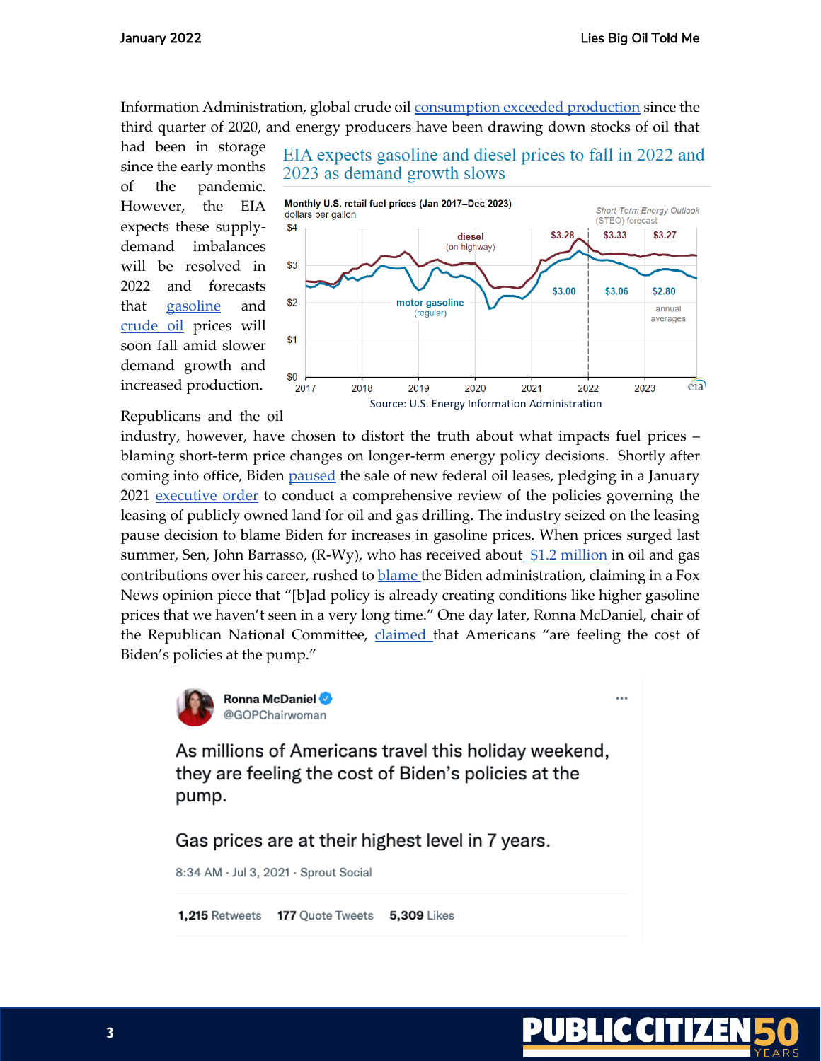Information Administration, global crude oil consumption exceeded production since the third quarter of 2020, and energy producers have been drawing down stocks of oil that had been in storage since the early months of the pandemic. However, the EIA expects these supply-demand imbalances will be resolved in 2022 and forecasts that gasoline and crude oil prices will soon fall amid slower demand growth and increased production.

**EIA expects gasoline and diesel prices to fall in 2022 and 2023 as demand growth slows**

Source: U.S. Energy Information Administration

Republicans and the oil industry, however, have chosen to distort the truth about what impacts fuel prices – blaming short-term price changes on longer-term energy policy decisions. Shortly after coming into office, Biden paused the sale of new federal oil leases, pledging in a January 2021 executive order to conduct a comprehensive review of the policies governing the leasing of publicly owned land for oil and gas drilling. The industry seized on the leasing pause decision to blame Biden for increases in gasoline prices. When prices surged last summer, Sen, John Barrasso, (R-Wy), who has received about $1.2 million in oil and gas contributions over his career, rushed to blame the Biden administration, claiming in a Fox News opinion piece that "[b]ad policy is already creating conditions like higher gasoline prices that we haven't seen in a very long time." One day later, Ronna McDaniel, chair of the Republican National Committee, claimed that Americans "are feeling the cost of Biden's policies at the pump."

> **Ronna McDaniel** @GOPChairwoman
>
> As millions of Americans travel this holiday weekend, they are feeling the cost of Biden's policies at the pump.
>
> Gas prices are at their highest level in 7 years.
>
> 8:34 AM · Jul 3, 2021 · Sprout Social
>
> 1,215 Retweets 177 Quote Tweets 5,309 Likes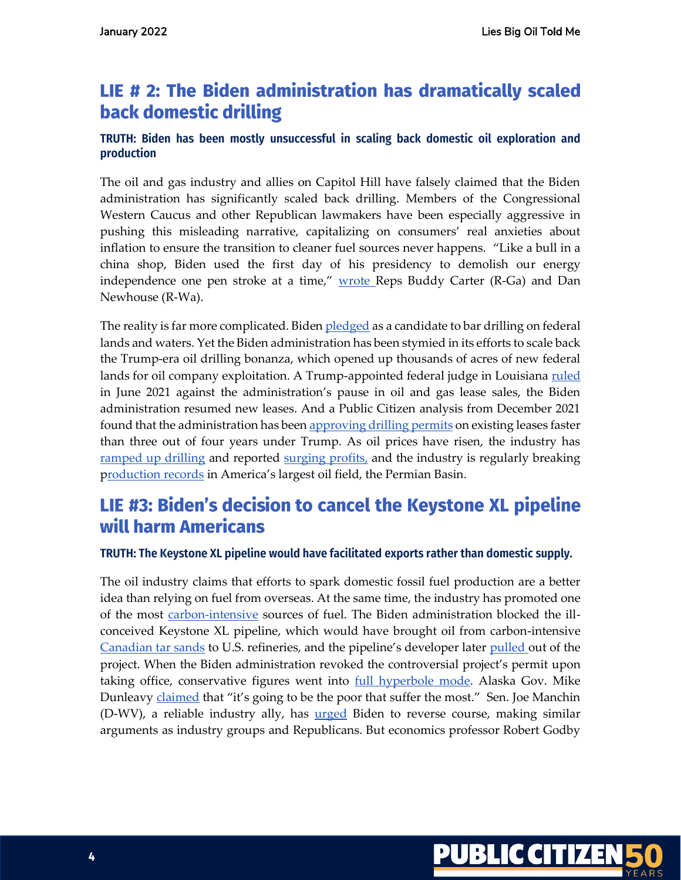## LIE # 2: The Biden administration has dramatically scaled back domestic drilling

### TRUTH: Biden has been mostly unsuccessful in scaling back domestic oil exploration and production

The oil and gas industry and allies on Capitol Hill have falsely claimed that the Biden administration has significantly scaled back drilling. Members of the Congressional Western Caucus and other Republican lawmakers have been especially aggressive in pushing this misleading narrative, capitalizing on consumers' real anxieties about inflation to ensure the transition to cleaner fuel sources never happens. "Like a bull in a china shop, Biden used the first day of his presidency to demolish our energy independence one pen stroke at a time," wrote Reps Buddy Carter (R-Ga) and Dan Newhouse (R-Wa).

The reality is far more complicated. Biden pledged as a candidate to bar drilling on federal lands and waters. Yet the Biden administration has been stymied in its efforts to scale back the Trump-era oil drilling bonanza, which opened up thousands of acres of new federal lands for oil company exploitation. A Trump-appointed federal judge in Louisiana ruled in June 2021 against the administration's pause in oil and gas lease sales, the Biden administration resumed new leases. And a Public Citizen analysis from December 2021 found that the administration has been approving drilling permits on existing leases faster than three out of four years under Trump. As oil prices have risen, the industry has ramped up drilling and reported surging profits, and the industry is regularly breaking production records in America's largest oil field, the Permian Basin.

## LIE #3: Biden's decision to cancel the Keystone XL pipeline will harm Americans

### TRUTH: The Keystone XL pipeline would have facilitated exports rather than domestic supply.

The oil industry claims that efforts to spark domestic fossil fuel production are a better idea than relying on fuel from overseas. At the same time, the industry has promoted one of the most carbon-intensive sources of fuel. The Biden administration blocked the ill-conceived Keystone XL pipeline, which would have brought oil from carbon-intensive Canadian tar sands to U.S. refineries, and the pipeline's developer later pulled out of the project. When the Biden administration revoked the controversial project's permit upon taking office, conservative figures went into full hyperbole mode. Alaska Gov. Mike Dunleavy claimed that "it's going to be the poor that suffer the most." Sen. Joe Manchin (D-WV), a reliable industry ally, has urged Biden to reverse course, making similar arguments as industry groups and Republicans. But economics professor Robert Godby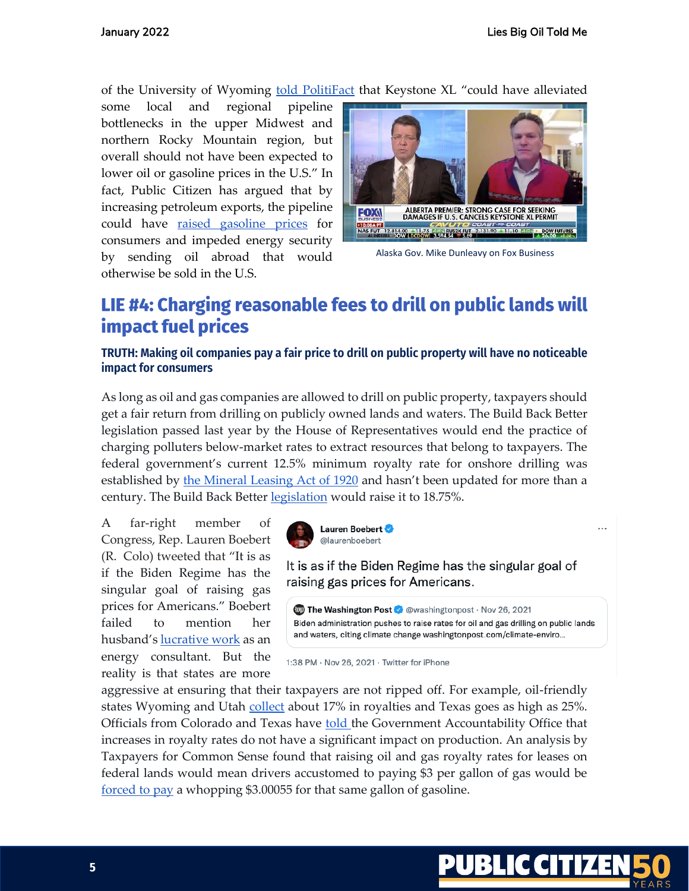of the University of Wyoming told PolitiFact that Keystone XL "could have alleviated some local and regional pipeline bottlenecks in the upper Midwest and northern Rocky Mountain region, but overall should not have been expected to lower oil or gasoline prices in the U.S." In fact, Public Citizen has argued that by increasing petroleum exports, the pipeline could have raised gasoline prices for consumers and impeded energy security by sending oil abroad that would otherwise be sold in the U.S.

Alaska Gov. Mike Dunleavy on Fox Business

## LIE #4: Charging reasonable fees to drill on public lands will impact fuel prices

### TRUTH: Making oil companies pay a fair price to drill on public property will have no noticeable impact for consumers

As long as oil and gas companies are allowed to drill on public property, taxpayers should get a fair return from drilling on publicly owned lands and waters. The Build Back Better legislation passed last year by the House of Representatives would end the practice of charging polluters below-market rates to extract resources that belong to taxpayers. The federal government's current 12.5% minimum royalty rate for onshore drilling was established by the Mineral Leasing Act of 1920 and hasn't been updated for more than a century. The Build Back Better legislation would raise it to 18.75%.

A far-right member of Congress, Rep. Lauren Boebert (R. Colo) tweeted that "It is as if the Biden Regime has the singular goal of raising gas prices for Americans." Boebert failed to mention her husband's lucrative work as an energy consultant. But the reality is that states are more aggressive at ensuring that their taxpayers are not ripped off. For example, oil-friendly states Wyoming and Utah collect about 17% in royalties and Texas goes as high as 25%. Officials from Colorado and Texas have told the Government Accountability Office that increases in royalty rates do not have a significant impact on production. An analysis by Taxpayers for Common Sense found that raising oil and gas royalty rates for leases on federal lands would mean drivers accustomed to paying $3 per gallon of gas would be forced to pay a whopping $3.00055 for that same gallon of gasoline.

> **Lauren Boebert** @laurenboebert
>
> It is as if the Biden Regime has the singular goal of raising gas prices for Americans.
>
> > **The Washington Post** @washingtonpost · Nov 26, 2021
> > Biden administration pushes to raise rates for oil and gas drilling on public lands and waters, citing climate change washingtonpost.com/climate-enviro...
>
> 1:38 PM · Nov 26, 2021 · Twitter for iPhone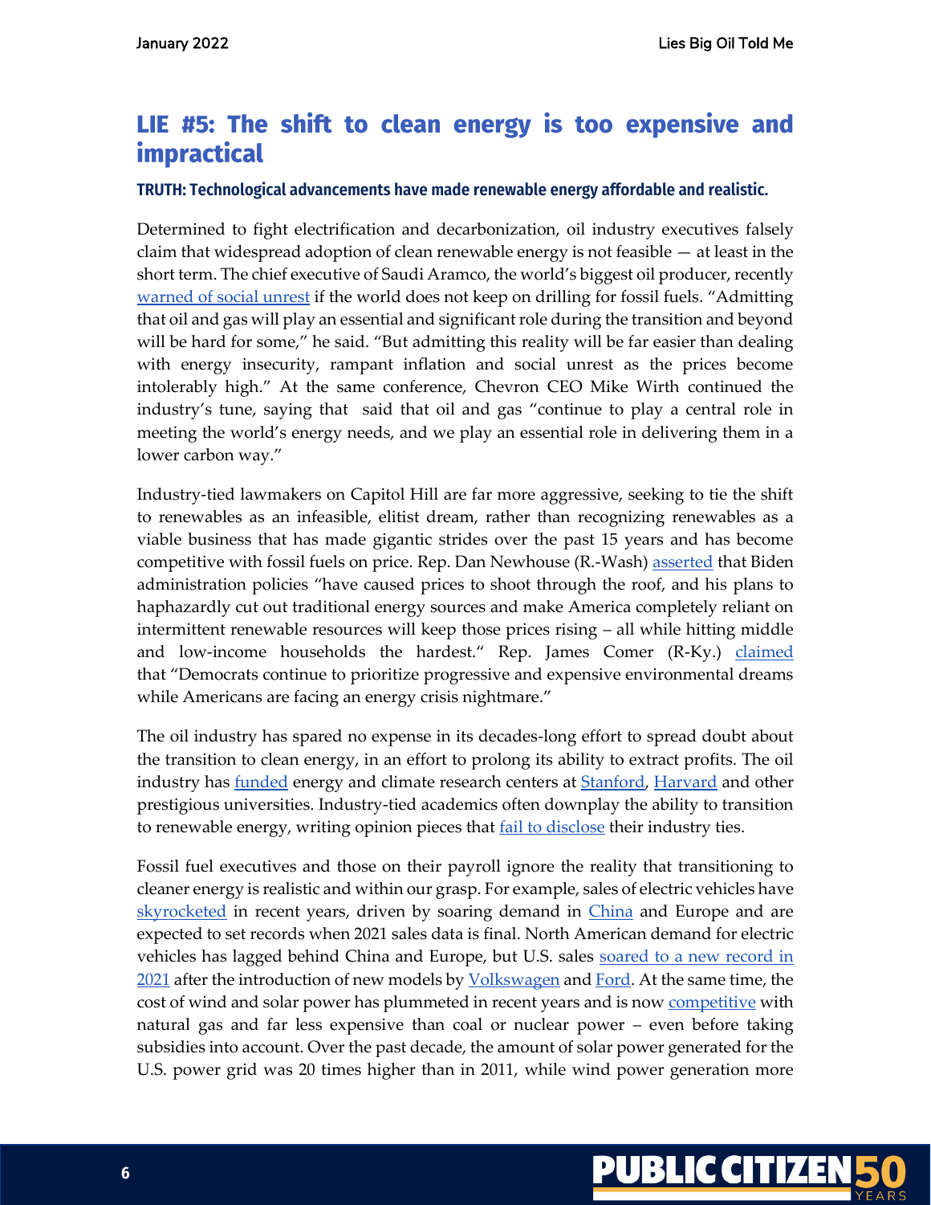## LIE #5: The shift to clean energy is too expensive and impractical

**TRUTH: Technological advancements have made renewable energy affordable and realistic.**

Determined to fight electrification and decarbonization, oil industry executives falsely claim that widespread adoption of clean renewable energy is not feasible — at least in the short term. The chief executive of Saudi Aramco, the world's biggest oil producer, recently warned of social unrest if the world does not keep on drilling for fossil fuels. "Admitting that oil and gas will play an essential and significant role during the transition and beyond will be hard for some," he said. "But admitting this reality will be far easier than dealing with energy insecurity, rampant inflation and social unrest as the prices become intolerably high." At the same conference, Chevron CEO Mike Wirth continued the industry's tune, saying that said that oil and gas "continue to play a central role in meeting the world's energy needs, and we play an essential role in delivering them in a lower carbon way."

Industry-tied lawmakers on Capitol Hill are far more aggressive, seeking to tie the shift to renewables as an infeasible, elitist dream, rather than recognizing renewables as a viable business that has made gigantic strides over the past 15 years and has become competitive with fossil fuels on price. Rep. Dan Newhouse (R.-Wash) asserted that Biden administration policies "have caused prices to shoot through the roof, and his plans to haphazardly cut out traditional energy sources and make America completely reliant on intermittent renewable resources will keep those prices rising – all while hitting middle and low-income households the hardest." Rep. James Comer (R-Ky.) claimed that "Democrats continue to prioritize progressive and expensive environmental dreams while Americans are facing an energy crisis nightmare."

The oil industry has spared no expense in its decades-long effort to spread doubt about the transition to clean energy, in an effort to prolong its ability to extract profits. The oil industry has funded energy and climate research centers at Stanford, Harvard and other prestigious universities. Industry-tied academics often downplay the ability to transition to renewable energy, writing opinion pieces that fail to disclose their industry ties.

Fossil fuel executives and those on their payroll ignore the reality that transitioning to cleaner energy is realistic and within our grasp. For example, sales of electric vehicles have skyrocketed in recent years, driven by soaring demand in China and Europe and are expected to set records when 2021 sales data is final. North American demand for electric vehicles has lagged behind China and Europe, but U.S. sales soared to a new record in 2021 after the introduction of new models by Volkswagen and Ford. At the same time, the cost of wind and solar power has plummeted in recent years and is now competitive with natural gas and far less expensive than coal or nuclear power – even before taking subsidies into account. Over the past decade, the amount of solar power generated for the U.S. power grid was 20 times higher than in 2011, while wind power generation more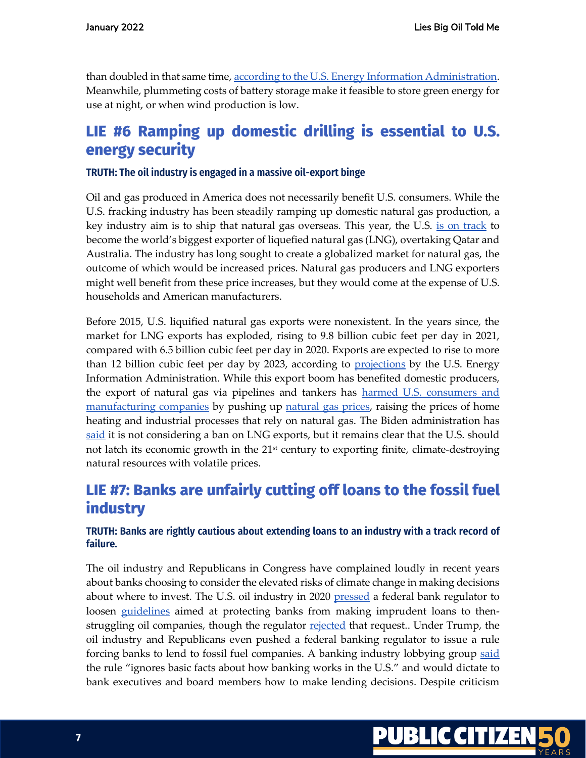than doubled in that same time, [according to the U.S. Energy Information Administration](). Meanwhile, plummeting costs of battery storage make it feasible to store green energy for use at night, or when wind production is low.

## LIE #6 Ramping up domestic drilling is essential to U.S. energy security

#### TRUTH: The oil industry is engaged in a massive oil-export binge

Oil and gas produced in America does not necessarily benefit U.S. consumers. While the U.S. fracking industry has been steadily ramping up domestic natural gas production, a key industry aim is to ship that natural gas overseas. This year, the U.S. is on track to become the world's biggest exporter of liquefied natural gas (LNG), overtaking Qatar and Australia. The industry has long sought to create a globalized market for natural gas, the outcome of which would be increased prices. Natural gas producers and LNG exporters might well benefit from these price increases, but they would come at the expense of U.S. households and American manufacturers.

Before 2015, U.S. liquified natural gas exports were nonexistent. In the years since, the market for LNG exports has exploded, rising to 9.8 billion cubic feet per day in 2021, compared with 6.5 billion cubic feet per day in 2020. Exports are expected to rise to more than 12 billion cubic feet per day by 2023, according to projections by the U.S. Energy Information Administration. While this export boom has benefited domestic producers, the export of natural gas via pipelines and tankers has harmed U.S. consumers and manufacturing companies by pushing up natural gas prices, raising the prices of home heating and industrial processes that rely on natural gas. The Biden administration has said it is not considering a ban on LNG exports, but it remains clear that the U.S. should not latch its economic growth in the 21st century to exporting finite, climate-destroying natural resources with volatile prices.

## LIE #7: Banks are unfairly cutting off loans to the fossil fuel industry

#### TRUTH: Banks are rightly cautious about extending loans to an industry with a track record of failure.

The oil industry and Republicans in Congress have complained loudly in recent years about banks choosing to consider the elevated risks of climate change in making decisions about where to invest. The U.S. oil industry in 2020 pressed a federal bank regulator to loosen guidelines aimed at protecting banks from making imprudent loans to then-struggling oil companies, though the regulator rejected that request.. Under Trump, the oil industry and Republicans even pushed a federal banking regulator to issue a rule forcing banks to lend to fossil fuel companies. A banking industry lobbying group said the rule "ignores basic facts about how banking works in the U.S." and would dictate to bank executives and board members how to make lending decisions. Despite criticism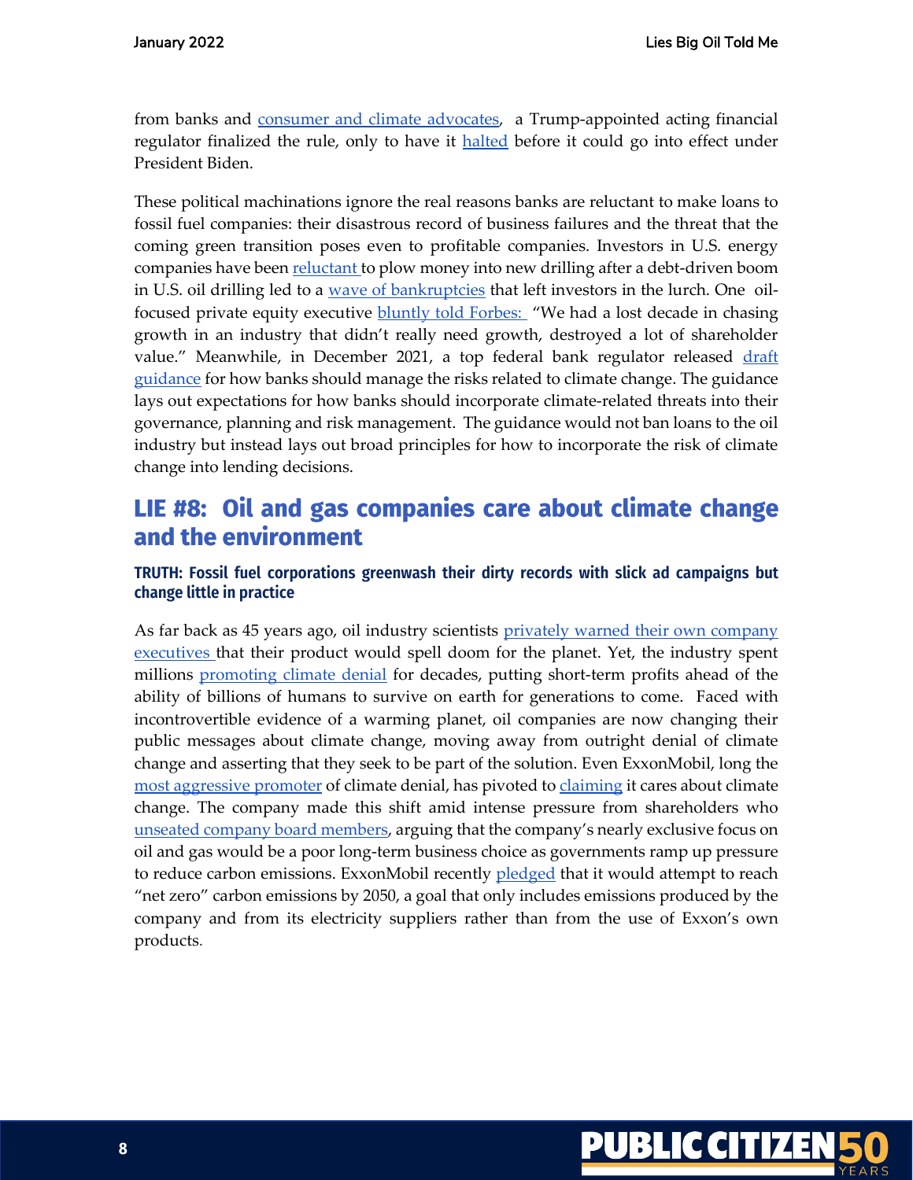from banks and consumer and climate advocates, a Trump-appointed acting financial regulator finalized the rule, only to have it halted before it could go into effect under President Biden.

These political machinations ignore the real reasons banks are reluctant to make loans to fossil fuel companies: their disastrous record of business failures and the threat that the coming green transition poses even to profitable companies. Investors in U.S. energy companies have been reluctant to plow money into new drilling after a debt-driven boom in U.S. oil drilling led to a wave of bankruptcies that left investors in the lurch. One oil-focused private equity executive bluntly told Forbes: "We had a lost decade in chasing growth in an industry that didn't really need growth, destroyed a lot of shareholder value." Meanwhile, in December 2021, a top federal bank regulator released draft guidance for how banks should manage the risks related to climate change. The guidance lays out expectations for how banks should incorporate climate-related threats into their governance, planning and risk management. The guidance would not ban loans to the oil industry but instead lays out broad principles for how to incorporate the risk of climate change into lending decisions.

## LIE #8: Oil and gas companies care about climate change and the environment

### TRUTH: Fossil fuel corporations greenwash their dirty records with slick ad campaigns but change little in practice

As far back as 45 years ago, oil industry scientists privately warned their own company executives that their product would spell doom for the planet. Yet, the industry spent millions promoting climate denial for decades, putting short-term profits ahead of the ability of billions of humans to survive on earth for generations to come. Faced with incontrovertible evidence of a warming planet, oil companies are now changing their public messages about climate change, moving away from outright denial of climate change and asserting that they seek to be part of the solution. Even ExxonMobil, long the most aggressive promoter of climate denial, has pivoted to claiming it cares about climate change. The company made this shift amid intense pressure from shareholders who unseated company board members, arguing that the company's nearly exclusive focus on oil and gas would be a poor long-term business choice as governments ramp up pressure to reduce carbon emissions. ExxonMobil recently pledged that it would attempt to reach "net zero" carbon emissions by 2050, a goal that only includes emissions produced by the company and from its electricity suppliers rather than from the use of Exxon's own products.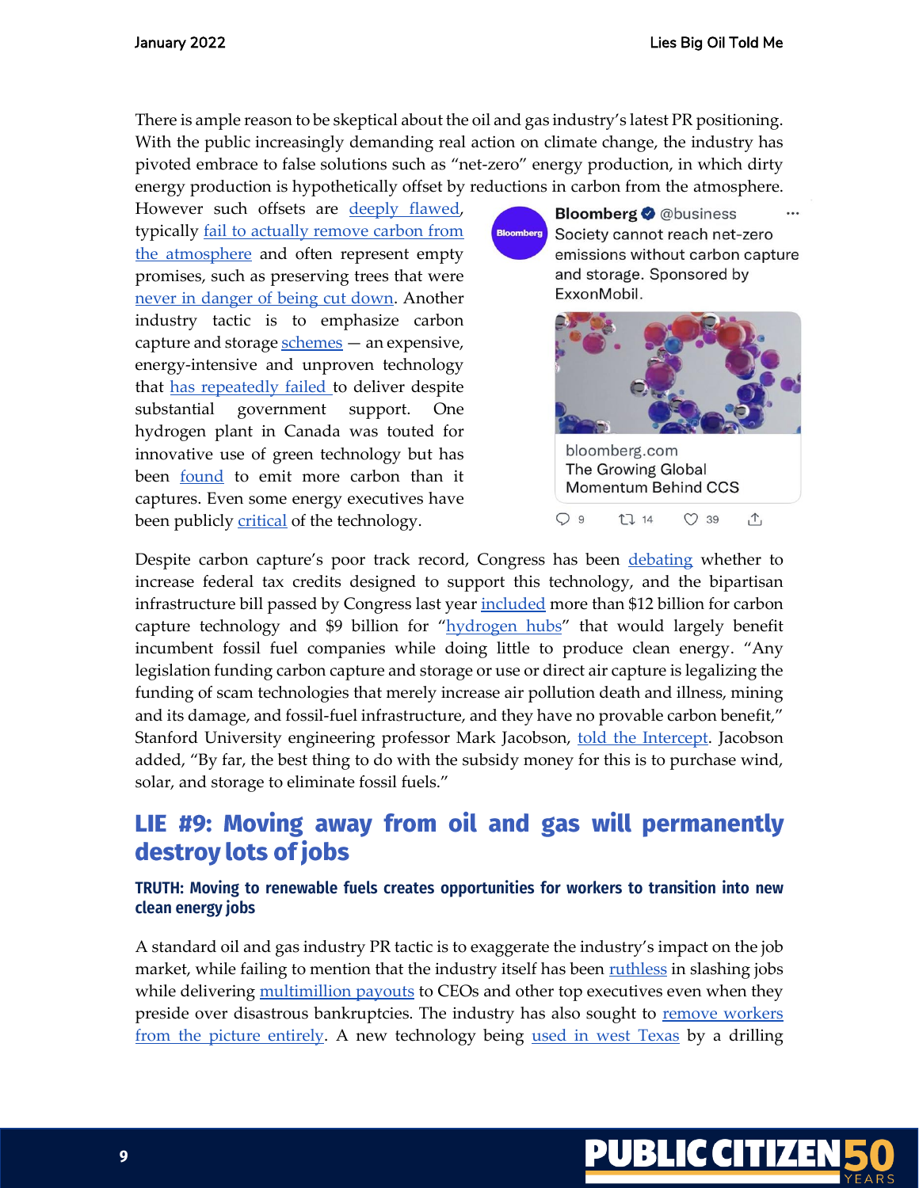There is ample reason to be skeptical about the oil and gas industry's latest PR positioning. With the public increasingly demanding real action on climate change, the industry has pivoted embrace to false solutions such as "net-zero" energy production, in which dirty energy production is hypothetically offset by reductions in carbon from the atmosphere. However such offsets are deeply flawed, typically fail to actually remove carbon from the atmosphere and often represent empty promises, such as preserving trees that were never in danger of being cut down. Another industry tactic is to emphasize carbon capture and storage schemes — an expensive, energy-intensive and unproven technology that has repeatedly failed to deliver despite substantial government support. One hydrogen plant in Canada was touted for innovative use of green technology but has been found to emit more carbon than it captures. Even some energy executives have been publicly critical of the technology.

Bloomberg @business
Society cannot reach net-zero emissions without carbon capture and storage. Sponsored by ExxonMobil.

bloomberg.com
The Growing Global Momentum Behind CCS

9 14 39

Despite carbon capture's poor track record, Congress has been debating whether to increase federal tax credits designed to support this technology, and the bipartisan infrastructure bill passed by Congress last year included more than $12 billion for carbon capture technology and $9 billion for "hydrogen hubs" that would largely benefit incumbent fossil fuel companies while doing little to produce clean energy. "Any legislation funding carbon capture and storage or use or direct air capture is legalizing the funding of scam technologies that merely increase air pollution death and illness, mining and its damage, and fossil-fuel infrastructure, and they have no provable carbon benefit," Stanford University engineering professor Mark Jacobson, told the Intercept. Jacobson added, "By far, the best thing to do with the subsidy money for this is to purchase wind, solar, and storage to eliminate fossil fuels."

## LIE #9: Moving away from oil and gas will permanently destroy lots of jobs

### TRUTH: Moving to renewable fuels creates opportunities for workers to transition into new clean energy jobs

A standard oil and gas industry PR tactic is to exaggerate the industry's impact on the job market, while failing to mention that the industry itself has been ruthless in slashing jobs while delivering multimillion payouts to CEOs and other top executives even when they preside over disastrous bankruptcies. The industry has also sought to remove workers from the picture entirely. A new technology being used in west Texas by a drilling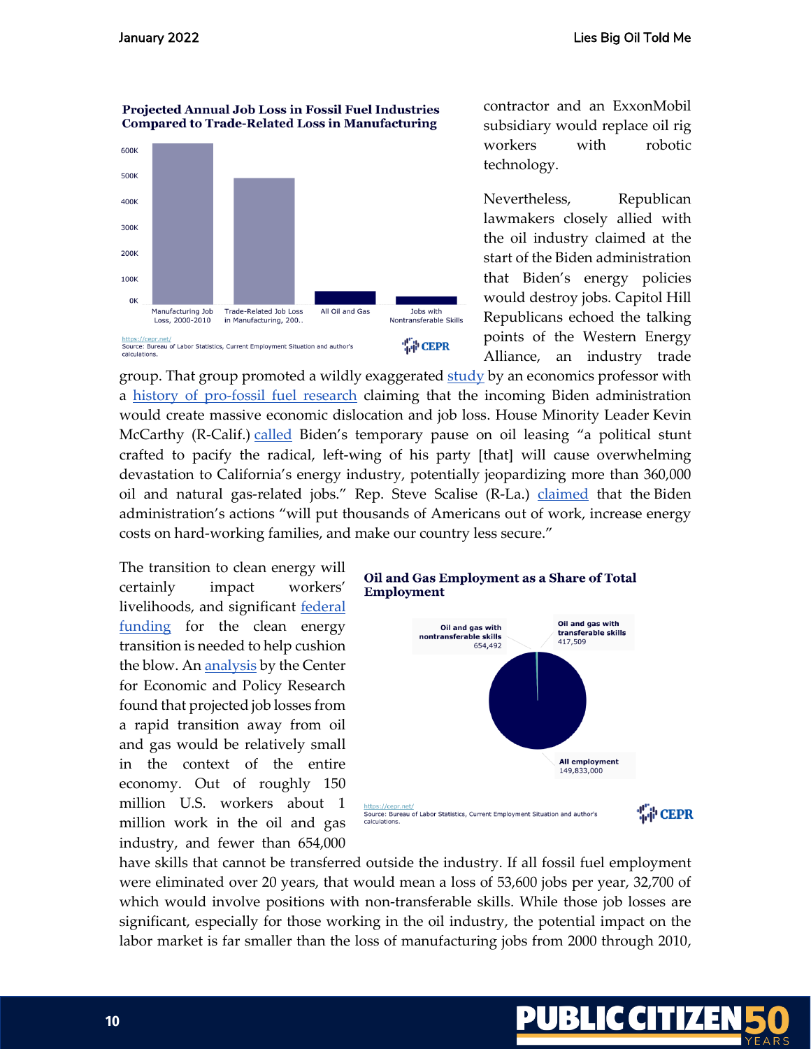**Projected Annual Job Loss in Fossil Fuel Industries Compared to Trade-Related Loss in Manufacturing**

600K
500K
400K
300K
200K
100K
0K

Manufacturing Job Loss, 2000-2010 | Trade-Related Job Loss in Manufacturing, 200.. | All Oil and Gas | Jobs with Nontransferable Skills

https://cepr.net/
Source: Bureau of Labor Statistics, Current Employment Situation and author's calculations.

CEPR

contractor and an ExxonMobil subsidiary would replace oil rig workers with robotic technology.

Nevertheless, Republican lawmakers closely allied with the oil industry claimed at the start of the Biden administration that Biden's energy policies would destroy jobs. Capitol Hill Republicans echoed the talking points of the Western Energy Alliance, an industry trade group. That group promoted a wildly exaggerated study by an economics professor with a history of pro-fossil fuel research claiming that the incoming Biden administration would create massive economic dislocation and job loss. House Minority Leader Kevin McCarthy (R-Calif.) called Biden's temporary pause on oil leasing "a political stunt crafted to pacify the radical, left-wing of his party [that] will cause overwhelming devastation to California's energy industry, potentially jeopardizing more than 360,000 oil and natural gas-related jobs." Rep. Steve Scalise (R-La.) claimed that the Biden administration's actions "will put thousands of Americans out of work, increase energy costs on hard-working families, and make our country less secure."

**Oil and Gas Employment as a Share of Total Employment**

Oil and gas with nontransferable skills
654,492

Oil and gas with transferable skills
417,509

All employment
149,833,000

https://cepr.net/
Source: Bureau of Labor Statistics, Current Employment Situation and author's calculations.

CEPR

The transition to clean energy will certainly impact workers' livelihoods, and significant federal funding for the clean energy transition is needed to help cushion the blow. An analysis by the Center for Economic and Policy Research found that projected job losses from a rapid transition away from oil and gas would be relatively small in the context of the entire economy. Out of roughly 150 million U.S. workers about 1 million work in the oil and gas industry, and fewer than 654,000 have skills that cannot be transferred outside the industry. If all fossil fuel employment were eliminated over 20 years, that would mean a loss of 53,600 jobs per year, 32,700 of which would involve positions with non-transferable skills. While those job losses are significant, especially for those working in the oil industry, the potential impact on the labor market is far smaller than the loss of manufacturing jobs from 2000 through 2010,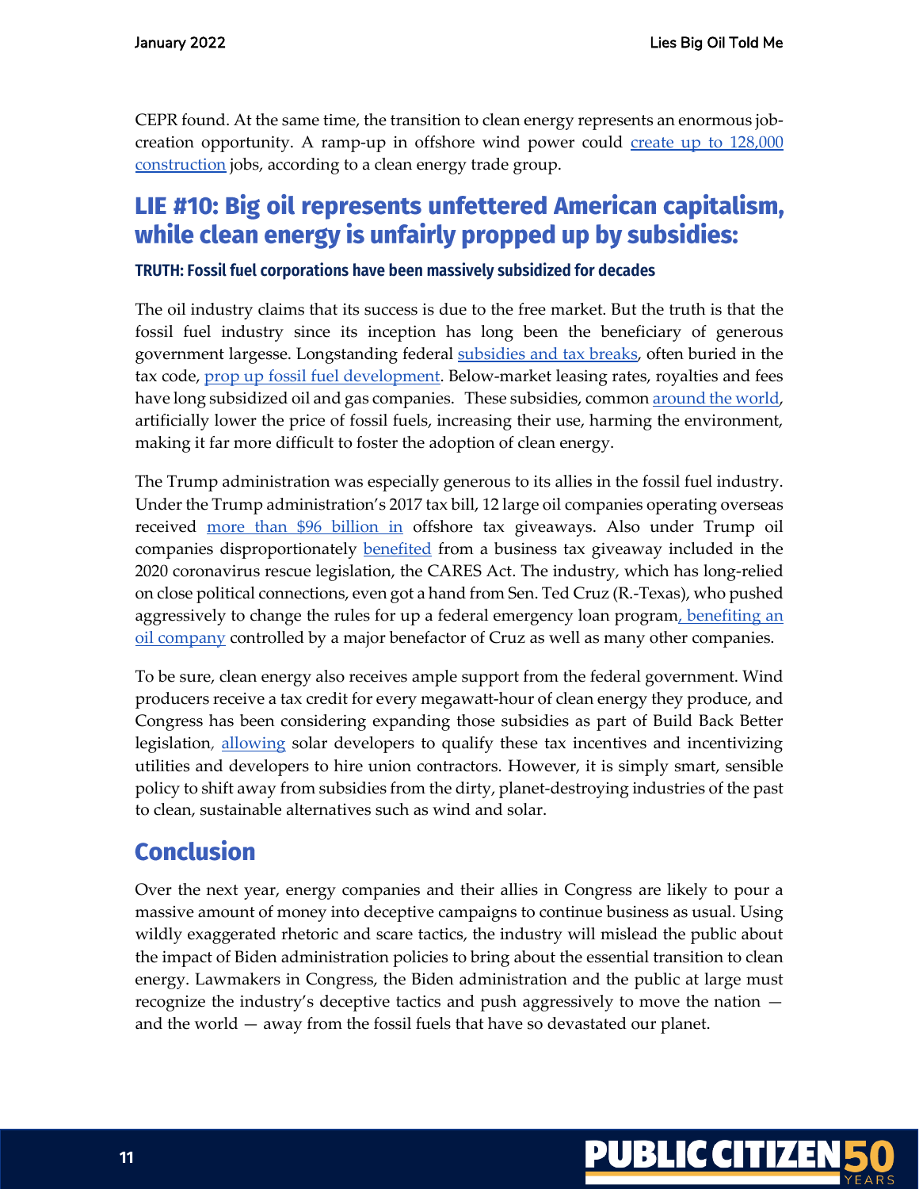CEPR found. At the same time, the transition to clean energy represents an enormous job-creation opportunity. A ramp-up in offshore wind power could create up to 128,000 construction jobs, according to a clean energy trade group.

## LIE #10: Big oil represents unfettered American capitalism, while clean energy is unfairly propped up by subsidies:

#### TRUTH: Fossil fuel corporations have been massively subsidized for decades

The oil industry claims that its success is due to the free market. But the truth is that the fossil fuel industry since its inception has long been the beneficiary of generous government largesse. Longstanding federal subsidies and tax breaks, often buried in the tax code, prop up fossil fuel development. Below-market leasing rates, royalties and fees have long subsidized oil and gas companies. These subsidies, common around the world, artificially lower the price of fossil fuels, increasing their use, harming the environment, making it far more difficult to foster the adoption of clean energy.

The Trump administration was especially generous to its allies in the fossil fuel industry. Under the Trump administration's 2017 tax bill, 12 large oil companies operating overseas received more than $96 billion in offshore tax giveaways. Also under Trump oil companies disproportionately benefited from a business tax giveaway included in the 2020 coronavirus rescue legislation, the CARES Act. The industry, which has long-relied on close political connections, even got a hand from Sen. Ted Cruz (R.-Texas), who pushed aggressively to change the rules for up a federal emergency loan program, benefiting an oil company controlled by a major benefactor of Cruz as well as many other companies.

To be sure, clean energy also receives ample support from the federal government. Wind producers receive a tax credit for every megawatt-hour of clean energy they produce, and Congress has been considering expanding those subsidies as part of Build Back Better legislation, allowing solar developers to qualify these tax incentives and incentivizing utilities and developers to hire union contractors. However, it is simply smart, sensible policy to shift away from subsidies from the dirty, planet-destroying industries of the past to clean, sustainable alternatives such as wind and solar.

## Conclusion

Over the next year, energy companies and their allies in Congress are likely to pour a massive amount of money into deceptive campaigns to continue business as usual. Using wildly exaggerated rhetoric and scare tactics, the industry will mislead the public about the impact of Biden administration policies to bring about the essential transition to clean energy. Lawmakers in Congress, the Biden administration and the public at large must recognize the industry's deceptive tactics and push aggressively to move the nation — and the world — away from the fossil fuels that have so devastated our planet.